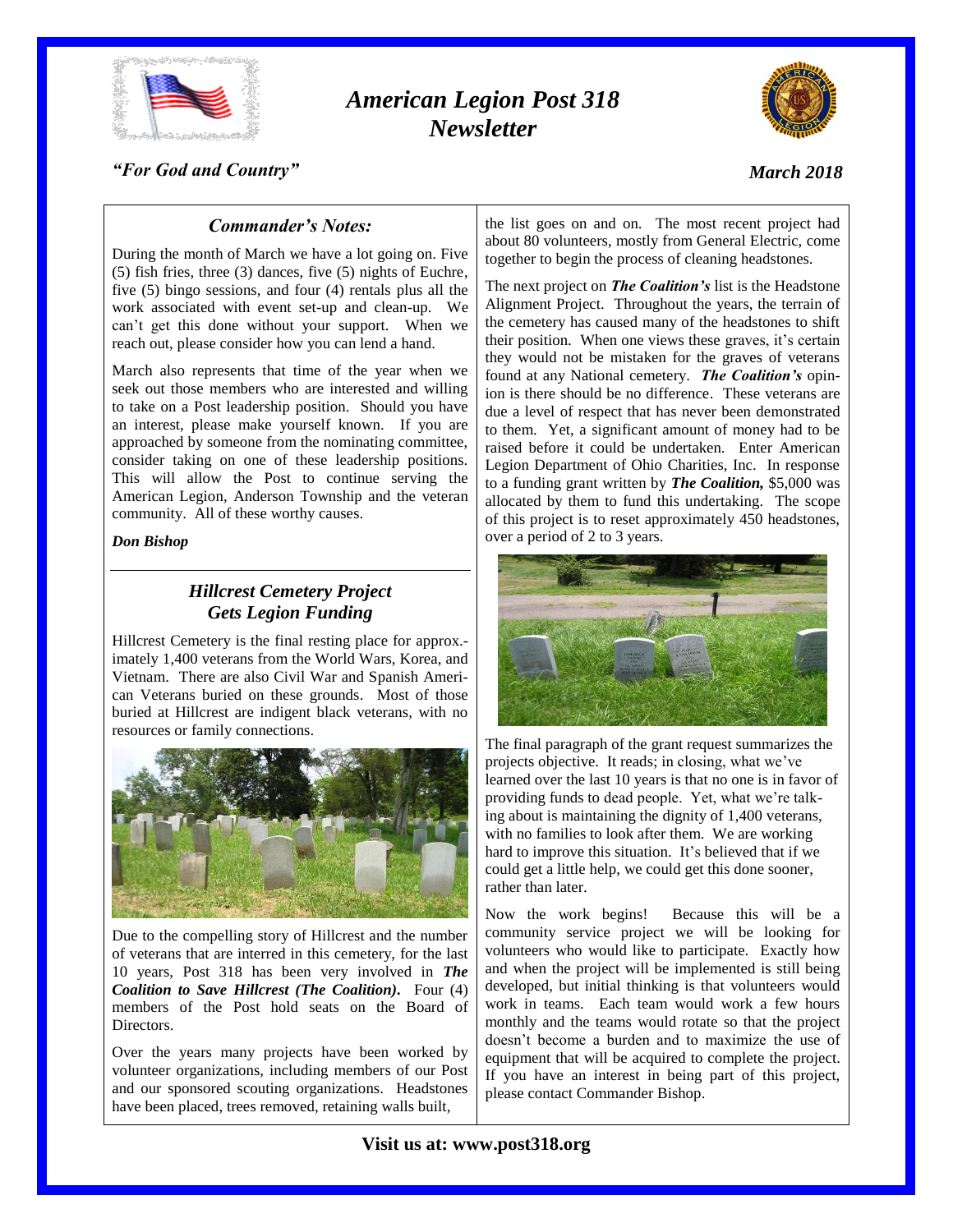# *American Legion Post 318 Newsletter*

*"For God and Country"*

*March 2018*

## *Commander's Notes:*

During the month of March we have a lot going on. Five (5) fish fries, three (3) dances, five (5) nights of Euchre, five (5) bingo sessions, and four (4) rentals plus all the work associated with event set-up and clean-up. We can't get this done without your support. When we reach out, please consider how you can lend a hand.

March also represents that time of the year when we seek out those members who are interested and willing to take on a Post leadership position. Should you have an interest, please make yourself known. If you are approached by someone from the nominating committee, consider taking on one of these leadership positions. This will allow the Post to continue serving the American Legion, Anderson Township and the veteran community. All of these worthy causes.

***Don Bishop***

## *Hillcrest Cemetery Project Gets Legion Funding*

Hillcrest Cemetery is the final resting place for approximately 1,400 veterans from the World Wars, Korea, and Vietnam. There are also Civil War and Spanish American Veterans buried on these grounds. Most of those buried at Hillcrest are indigent black veterans, with no resources or family connections.

Due to the compelling story of Hillcrest and the number of veterans that are interred in this cemetery, for the last 10 years, Post 318 has been very involved in ***The Coalition to Save Hillcrest (The Coalition).*** Four (4) members of the Post hold seats on the Board of Directors.

Over the years many projects have been worked by volunteer organizations, including members of our Post and our sponsored scouting organizations. Headstones have been placed, trees removed, retaining walls built, the list goes on and on. The most recent project had about 80 volunteers, mostly from General Electric, come together to begin the process of cleaning headstones.

The next project on ***The Coalition's*** list is the Headstone Alignment Project. Throughout the years, the terrain of the cemetery has caused many of the headstones to shift their position. When one views these graves, it's certain they would not be mistaken for the graves of veterans found at any National cemetery. ***The Coalition's*** opinion is there should be no difference. These veterans are due a level of respect that has never been demonstrated to them. Yet, a significant amount of money had to be raised before it could be undertaken. Enter American Legion Department of Ohio Charities, Inc. In response to a funding grant written by ***The Coalition,*** $5,000 was allocated by them to fund this undertaking. The scope of this project is to reset approximately 450 headstones, over a period of 2 to 3 years.

The final paragraph of the grant request summarizes the projects objective. It reads; in closing, what we've learned over the last 10 years is that no one is in favor of providing funds to dead people. Yet, what we're talking about is maintaining the dignity of 1,400 veterans, with no families to look after them. We are working hard to improve this situation. It's believed that if we could get a little help, we could get this done sooner, rather than later.

Now the work begins! Because this will be a community service project we will be looking for volunteers who would like to participate. Exactly how and when the project will be implemented is still being developed, but initial thinking is that volunteers would work in teams. Each team would work a few hours monthly and the teams would rotate so that the project doesn't become a burden and to maximize the use of equipment that will be acquired to complete the project. If you have an interest in being part of this project, please contact Commander Bishop.

**Visit us at: www.post318.org**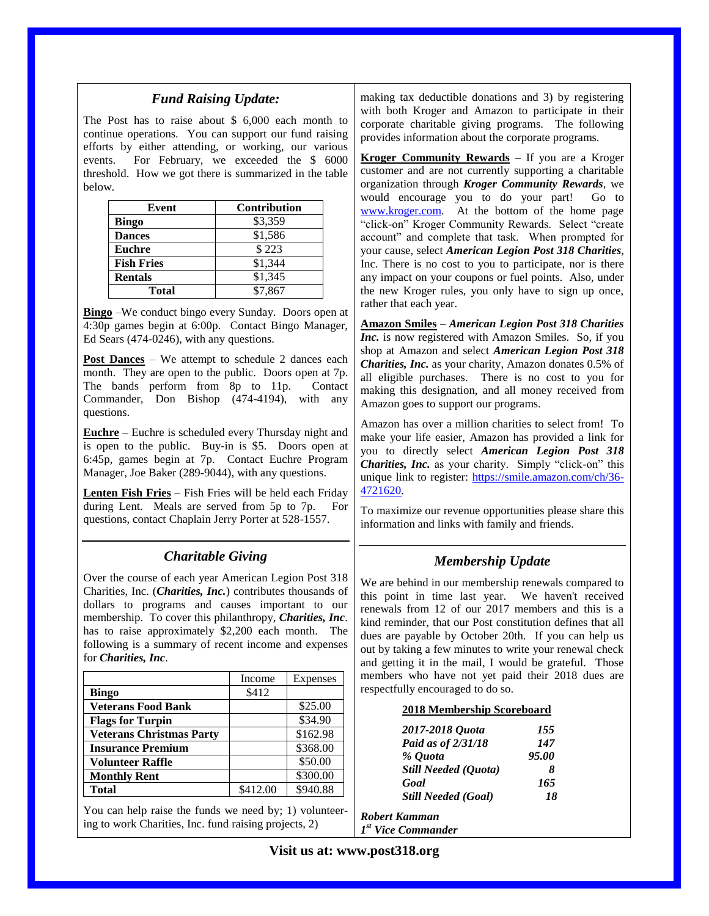## *Fund Raising Update:*

The Post has to raise about $ 6,000 each month to continue operations. You can support our fund raising efforts by either attending, or working, our various events. For February, we exceeded the $ 6000 threshold. How we got there is summarized in the table below.

| Event | Contribution |
|---|---|
| **Bingo** | $3,359 |
| **Dances** | $1,586 |
| **Euchre** | $ 223 |
| **Fish Fries** | $1,344 |
| **Rentals** | $1,345 |
| **Total** | $7,867 |

**Bingo** –We conduct bingo every Sunday. Doors open at 4:30p games begin at 6:00p. Contact Bingo Manager, Ed Sears (474-0246), with any questions.

**Post Dances** – We attempt to schedule 2 dances each month. They are open to the public. Doors open at 7p. The bands perform from 8p to 11p. Contact Commander, Don Bishop (474-4194), with any questions.

**Euchre** – Euchre is scheduled every Thursday night and is open to the public. Buy-in is $5. Doors open at 6:45p, games begin at 7p. Contact Euchre Program Manager, Joe Baker (289-9044), with any questions.

**Lenten Fish Fries** – Fish Fries will be held each Friday during Lent. Meals are served from 5p to 7p. For questions, contact Chaplain Jerry Porter at 528-1557.

## *Charitable Giving*

Over the course of each year American Legion Post 318 Charities, Inc. (***Charities, Inc.***) contributes thousands of dollars to programs and causes important to our membership. To cover this philanthropy, ***Charities, Inc***. has to raise approximately $2,200 each month. The following is a summary of recent income and expenses for ***Charities, Inc***.

| | Income | Expenses |
|---|---|---|
| **Bingo** | $412 | |
| **Veterans Food Bank** | | $25.00 |
| **Flags for Turpin** | | $34.90 |
| **Veterans Christmas Party** | | $162.98 |
| **Insurance Premium** | | $368.00 |
| **Volunteer Raffle** | | $50.00 |
| **Monthly Rent** | | $300.00 |
| **Total** | $412.00 | $940.88 |

You can help raise the funds we need by; 1) volunteering to work Charities, Inc. fund raising projects, 2) making tax deductible donations and 3) by registering with both Kroger and Amazon to participate in their corporate charitable giving programs. The following provides information about the corporate programs.

**Kroger Community Rewards** – If you are a Kroger customer and are not currently supporting a charitable organization through ***Kroger Community Rewards***, we would encourage you to do your part! Go to www.kroger.com. At the bottom of the home page "click-on" Kroger Community Rewards. Select "create account" and complete that task. When prompted for your cause, select ***American Legion Post 318 Charities***, Inc. There is no cost to you to participate, nor is there any impact on your coupons or fuel points. Also, under the new Kroger rules, you only have to sign up once, rather that each year.

**Amazon Smiles** – ***American Legion Post 318 Charities Inc.*** is now registered with Amazon Smiles. So, if you shop at Amazon and select ***American Legion Post 318 Charities, Inc.*** as your charity, Amazon donates 0.5% of all eligible purchases. There is no cost to you for making this designation, and all money received from Amazon goes to support our programs.

Amazon has over a million charities to select from! To make your life easier, Amazon has provided a link for you to directly select ***American Legion Post 318 Charities, Inc.*** as your charity. Simply "click-on" this unique link to register: https://smile.amazon.com/ch/36-4721620.

To maximize our revenue opportunities please share this information and links with family and friends.

## *Membership Update*

We are behind in our membership renewals compared to this point in time last year. We haven't received renewals from 12 of our 2017 members and this is a kind reminder, that our Post constitution defines that all dues are payable by October 20th. If you can help us out by taking a few minutes to write your renewal check and getting it in the mail, I would be grateful. Those members who have not yet paid their 2018 dues are respectfully encouraged to do so.

**2018 Membership Scoreboard**

| | |
|---|---|
| ***2017-2018 Quota*** | ***155*** |
| ***Paid as of 2/31/18*** | ***147*** |
| ***% Quota*** | ***95.00*** |
| ***Still Needed (Quota)*** | ***8*** |
| ***Goal*** | ***165*** |
| ***Still Needed (Goal)*** | ***18*** |

***Robert Kamman***
***1st Vice Commander***

**Visit us at: www.post318.org**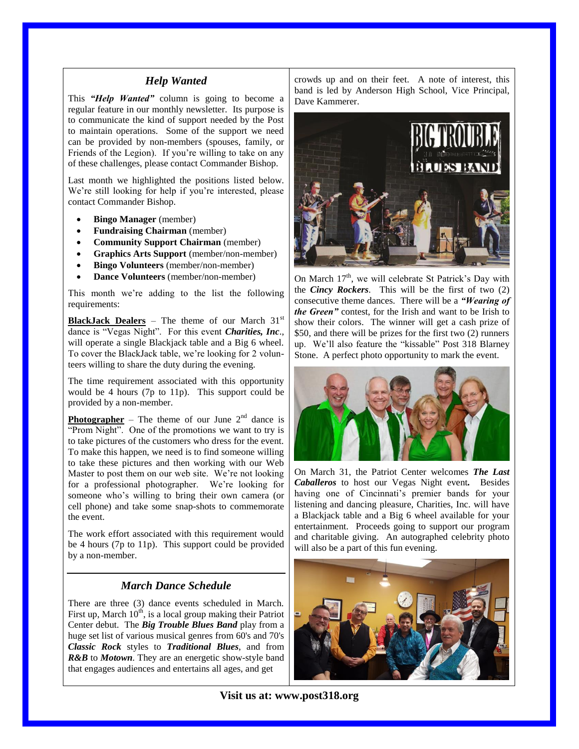## *Help Wanted*

This ***"Help Wanted"*** column is going to become a regular feature in our monthly newsletter. Its purpose is to communicate the kind of support needed by the Post to maintain operations. Some of the support we need can be provided by non-members (spouses, family, or Friends of the Legion). If you're willing to take on any of these challenges, please contact Commander Bishop.

Last month we highlighted the positions listed below. We're still looking for help if you're interested, please contact Commander Bishop.

- **Bingo Manager** (member)
- **Fundraising Chairman** (member)
- **Community Support Chairman** (member)
- **Graphics Arts Support** (member/non-member)
- **Bingo Volunteers** (member/non-member)
- **Dance Volunteers** (member/non-member)

This month we're adding to the list the following requirements:

**BlackJack Dealers** – The theme of our March 31st dance is "Vegas Night". For this event ***Charities, Inc***., will operate a single Blackjack table and a Big 6 wheel. To cover the BlackJack table, we're looking for 2 volunteers willing to share the duty during the evening.

The time requirement associated with this opportunity would be 4 hours (7p to 11p). This support could be provided by a non-member.

**Photographer** – The theme of our June 2nd dance is "Prom Night". One of the promotions we want to try is to take pictures of the customers who dress for the event. To make this happen, we need is to find someone willing to take these pictures and then working with our Web Master to post them on our web site. We're not looking for a professional photographer. We're looking for someone who's willing to bring their own camera (or cell phone) and take some snap-shots to commemorate the event.

The work effort associated with this requirement would be 4 hours (7p to 11p). This support could be provided by a non-member.

## *March Dance Schedule*

There are three (3) dance events scheduled in March. First up, March 10th, is a local group making their Patriot Center debut. The ***Big Trouble Blues Band*** play from a huge set list of various musical genres from 60's and 70's ***Classic Rock*** styles to ***Traditional Blues***, and from ***R&B*** to ***Motown***. They are an energetic show-style band that engages audiences and entertains all ages, and get crowds up and on their feet. A note of interest, this band is led by Anderson High School, Vice Principal, Dave Kammerer.

On March 17th, we will celebrate St Patrick's Day with the ***Cincy Rockers***. This will be the first of two (2) consecutive theme dances. There will be a ***"Wearing of the Green"*** contest, for the Irish and want to be Irish to show their colors. The winner will get a cash prize of $50, and there will be prizes for the first two (2) runners up. We'll also feature the "kissable" Post 318 Blarney Stone. A perfect photo opportunity to mark the event.

On March 31, the Patriot Center welcomes ***The Last Caballeros*** to host our Vegas Night event**.** Besides having one of Cincinnati's premier bands for your listening and dancing pleasure, Charities, Inc. will have a Blackjack table and a Big 6 wheel available for your entertainment. Proceeds going to support our program and charitable giving. An autographed celebrity photo will also be a part of this fun evening.

**Visit us at: www.post318.org**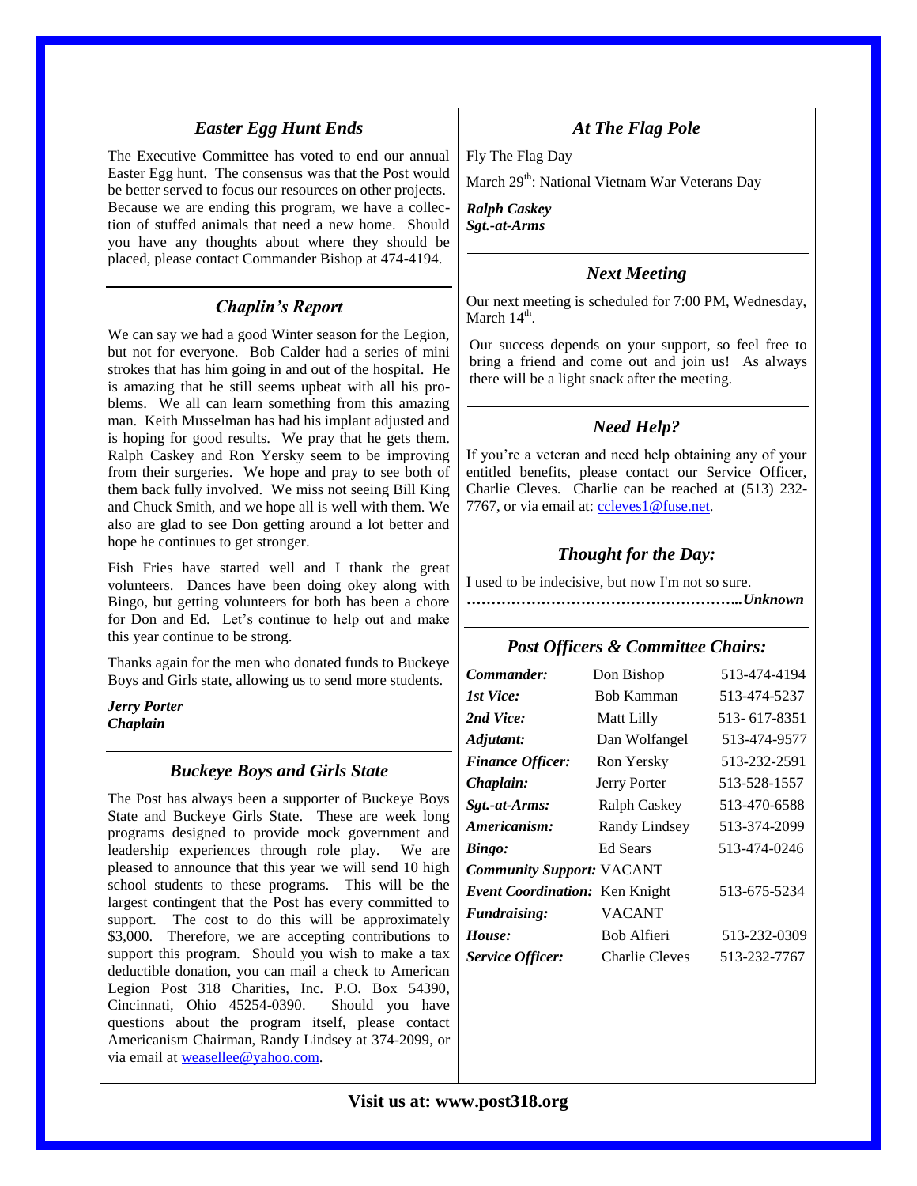## *Easter Egg Hunt Ends*

The Executive Committee has voted to end our annual Easter Egg hunt. The consensus was that the Post would be better served to focus our resources on other projects. Because we are ending this program, we have a collection of stuffed animals that need a new home. Should you have any thoughts about where they should be placed, please contact Commander Bishop at 474-4194.

## *Chaplin's Report*

We can say we had a good Winter season for the Legion, but not for everyone. Bob Calder had a series of mini strokes that has him going in and out of the hospital. He is amazing that he still seems upbeat with all his problems. We all can learn something from this amazing man. Keith Musselman has had his implant adjusted and is hoping for good results. We pray that he gets them. Ralph Caskey and Ron Yersky seem to be improving from their surgeries. We hope and pray to see both of them back fully involved. We miss not seeing Bill King and Chuck Smith, and we hope all is well with them. We also are glad to see Don getting around a lot better and hope he continues to get stronger.

Fish Fries have started well and I thank the great volunteers. Dances have been doing okey along with Bingo, but getting volunteers for both has been a chore for Don and Ed. Let's continue to help out and make this year continue to be strong.

Thanks again for the men who donated funds to Buckeye Boys and Girls state, allowing us to send more students.

***Jerry Porter***
***Chaplain***

## *Buckeye Boys and Girls State*

The Post has always been a supporter of Buckeye Boys State and Buckeye Girls State. These are week long programs designed to provide mock government and leadership experiences through role play. We are pleased to announce that this year we will send 10 high school students to these programs. This will be the largest contingent that the Post has every committed to support. The cost to do this will be approximately $3,000. Therefore, we are accepting contributions to support this program. Should you wish to make a tax deductible donation, you can mail a check to American Legion Post 318 Charities, Inc. P.O. Box 54390, Cincinnati, Ohio 45254-0390. Should you have questions about the program itself, please contact Americanism Chairman, Randy Lindsey at 374-2099, or via email at weasellee@yahoo.com.

## *At The Flag Pole*

Fly The Flag Day

March 29th: National Vietnam War Veterans Day

***Ralph Caskey***
***Sgt.-at-Arms***

## *Next Meeting*

Our next meeting is scheduled for 7:00 PM, Wednesday, March 14th.

Our success depends on your support, so feel free to bring a friend and come out and join us! As always there will be a light snack after the meeting.

## *Need Help?*

If you're a veteran and need help obtaining any of your entitled benefits, please contact our Service Officer, Charlie Cleves. Charlie can be reached at (513) 232-7767, or via email at: ccleves1@fuse.net.

## *Thought for the Day:*

I used to be indecisive, but now I'm not so sure.

**………………………………………………..*Unknown***

## *Post Officers & Committee Chairs:*

| | | |
|---|---|---|
| ***Commander:*** | Don Bishop | 513-474-4194 |
| ***1st Vice:*** | Bob Kamman | 513-474-5237 |
| ***2nd Vice:*** | Matt Lilly | 513- 617-8351 |
| ***Adjutant:*** | Dan Wolfangel | 513-474-9577 |
| ***Finance Officer:*** | Ron Yersky | 513-232-2591 |
| ***Chaplain:*** | Jerry Porter | 513-528-1557 |
| ***Sgt.-at-Arms:*** | Ralph Caskey | 513-470-6588 |
| ***Americanism:*** | Randy Lindsey | 513-374-2099 |
| ***Bingo:*** | Ed Sears | 513-474-0246 |
| ***Community Support:*** | VACANT | |
| ***Event Coordination:*** | Ken Knight | 513-675-5234 |
| ***Fundraising:*** | VACANT | |
| ***House:*** | Bob Alfieri | 513-232-0309 |
| ***Service Officer:*** | Charlie Cleves | 513-232-7767 |

**Visit us at: www.post318.org**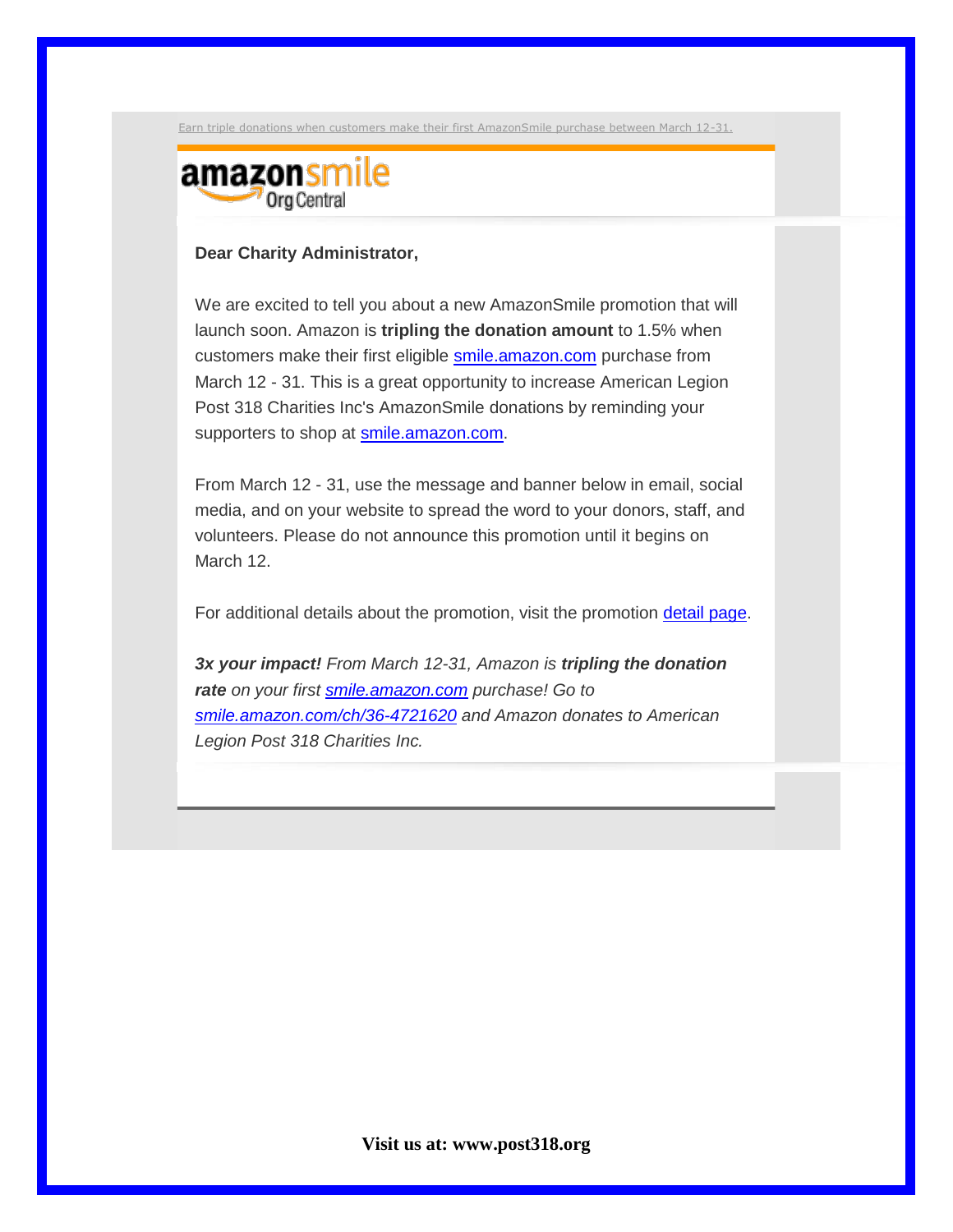Earn triple donations when customers make their first AmazonSmile purchase between March 12-31.

amazonsmile Org Central

**Dear Charity Administrator,**

We are excited to tell you about a new AmazonSmile promotion that will launch soon. Amazon is **tripling the donation amount** to 1.5% when customers make their first eligible smile.amazon.com purchase from March 12 - 31. This is a great opportunity to increase American Legion Post 318 Charities Inc's AmazonSmile donations by reminding your supporters to shop at smile.amazon.com.

From March 12 - 31, use the message and banner below in email, social media, and on your website to spread the word to your donors, staff, and volunteers. Please do not announce this promotion until it begins on March 12.

For additional details about the promotion, visit the promotion detail page.

***3x your impact!*** *From March 12-31, Amazon is* ***tripling the donation rate*** *on your first smile.amazon.com purchase! Go to smile.amazon.com/ch/36-4721620 and Amazon donates to American Legion Post 318 Charities Inc.*

**Visit us at: www.post318.org**